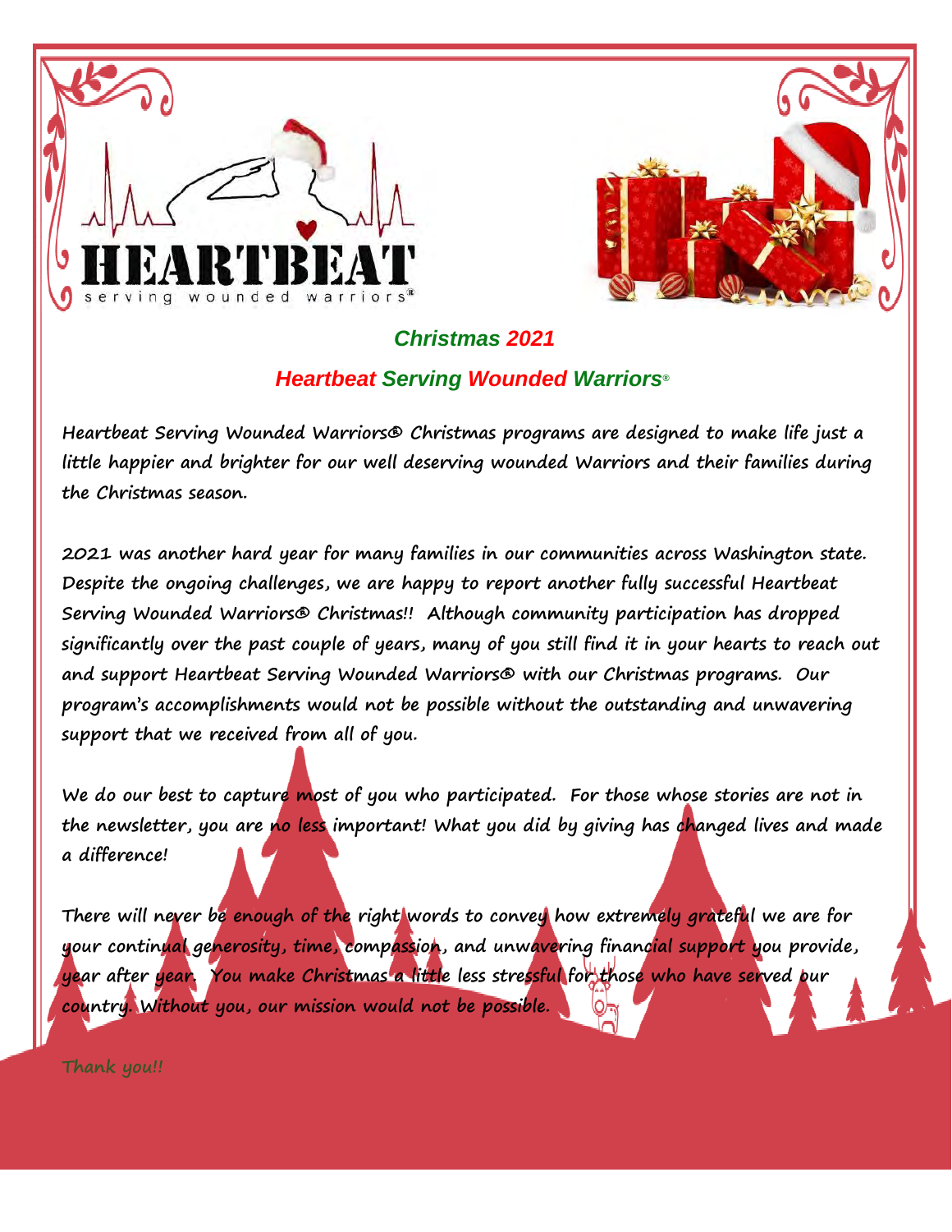## Christmas 2021

## Heartbeat Serving Wounded Warriors®

Heartbeat Serving Wounded Warriors® Christmas programs are designed to make life just a little happier and brighter for our well deserving wounded Warriors and their families during the Christmas season.

2021 was another hard year for many families in our communities across Washington state. Despite the ongoing challenges, we are happy to report another fully successful Heartbeat Serving Wounded Warriors® Christmas!! Although community participation has dropped significantly over the past couple of years, many of you still find it in your hearts to reach out and support Heartbeat Serving Wounded Warriors® with our Christmas programs. Our program's accomplishments would not be possible without the outstanding and unwavering support that we received from all of you.

We do our best to capture most of you who participated. For those whose stories are not in the newsletter, you are no less important! What you did by giving has changed lives and made a difference!

There will never be enough of the right words to convey how extremely grateful we are for your continual generosity, time, compassion, and unwavering financial support you provide, year after year. You make Christmas a little less stressful for those who have served our country. Without you, our mission would not be possible.

Thank you!!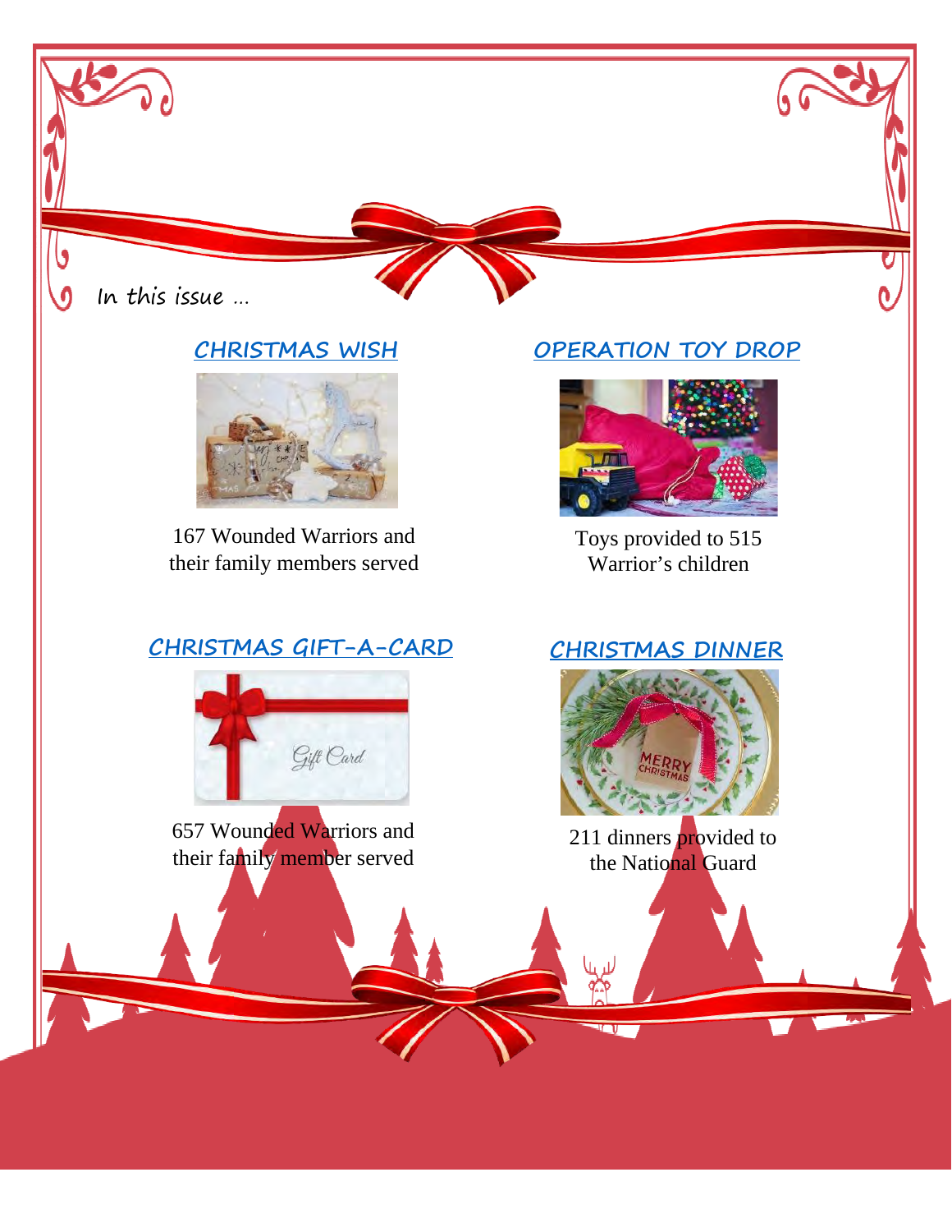In this issue …

## CHRISTMAS WISH

167 Wounded Warriors and their family members served

## OPERATION TOY DROP

Toys provided to 515 Warrior's children

## CHRISTMAS GIFT-A-CARD

657 Wounded Warriors and their family member served

## CHRISTMAS DINNER

211 dinners provided to the National Guard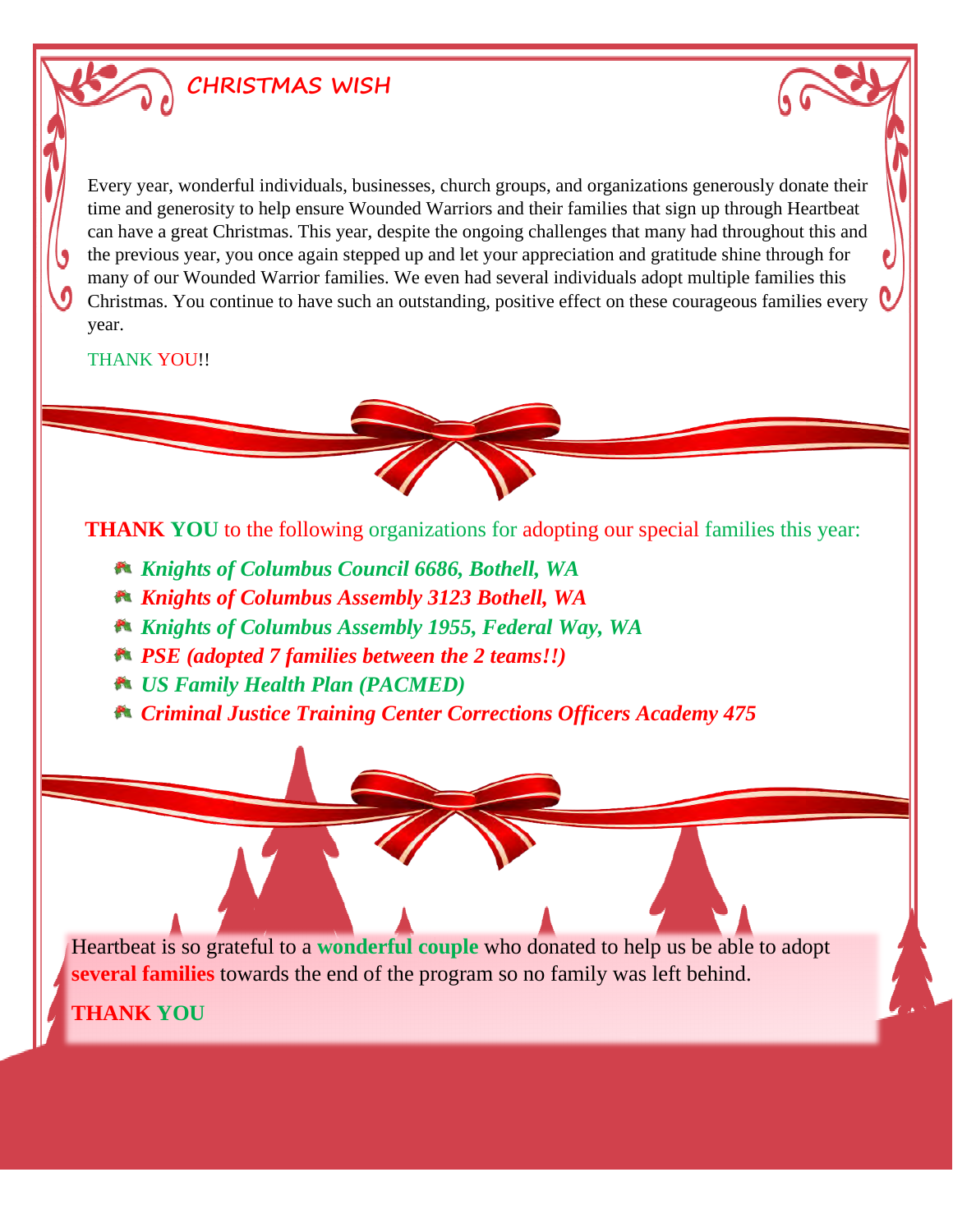# CHRISTMAS WISH

Every year, wonderful individuals, businesses, church groups, and organizations generously donate their time and generosity to help ensure Wounded Warriors and their families that sign up through Heartbeat can have a great Christmas. This year, despite the ongoing challenges that many had throughout this and the previous year, you once again stepped up and let your appreciation and gratitude shine through for many of our Wounded Warrior families. We even had several individuals adopt multiple families this Christmas. You continue to have such an outstanding, positive effect on these courageous families every year.

THANK YOU!!

**THANK YOU** to the following organizations for adopting our special families this year:

- ***Knights of Columbus Council 6686, Bothell, WA***
- ***Knights of Columbus Assembly 3123 Bothell, WA***
- ***Knights of Columbus Assembly 1955, Federal Way, WA***
- ***PSE (adopted 7 families between the 2 teams!!)***
- ***US Family Health Plan (PACMED)***
- ***Criminal Justice Training Center Corrections Officers Academy 475***

Heartbeat is so grateful to a **wonderful couple** who donated to help us be able to adopt **several families** towards the end of the program so no family was left behind.

**THANK YOU**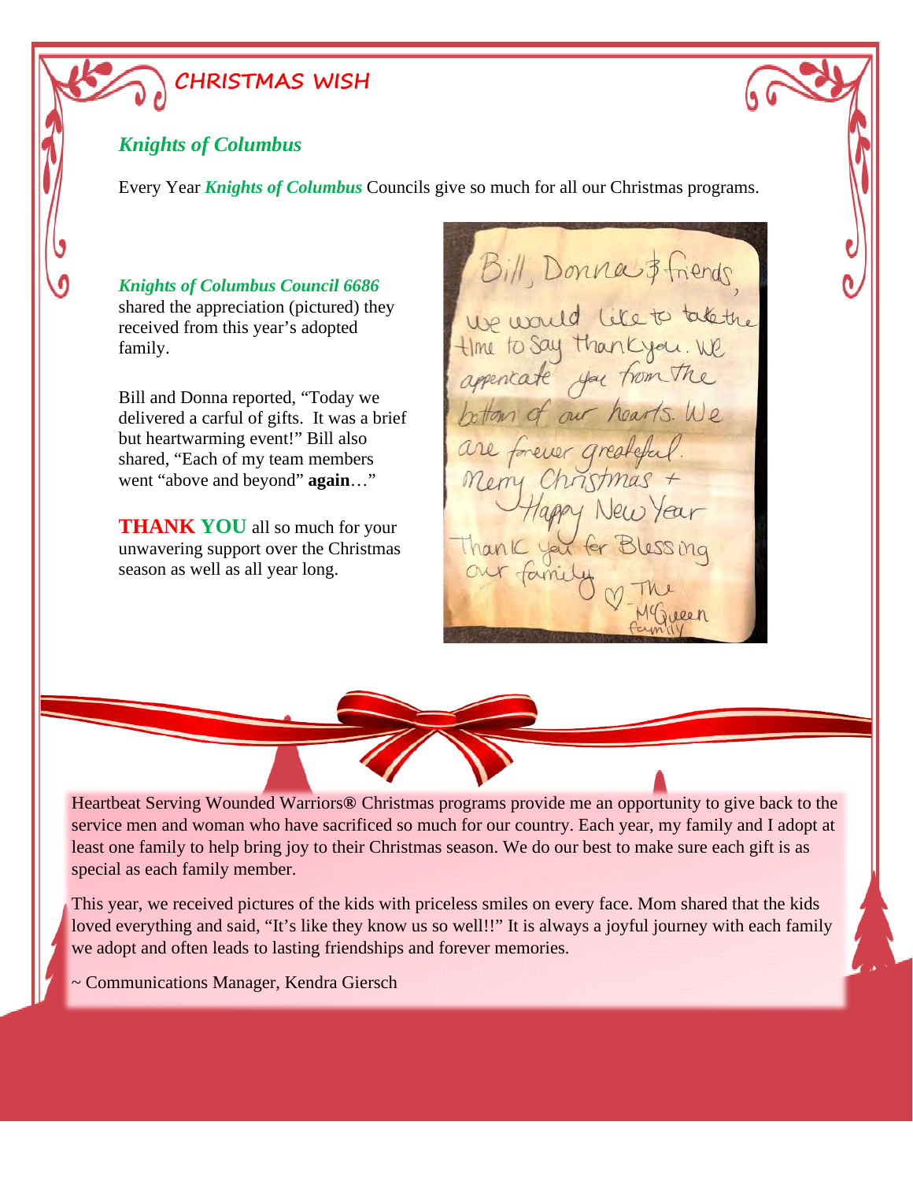## CHRISTMAS WISH

### *Knights of Columbus*

Every Year ***Knights of Columbus*** Councils give so much for all our Christmas programs.

***Knights of Columbus Council 6686*** shared the appreciation (pictured) they received from this year's adopted family.

Bill and Donna reported, "Today we delivered a carful of gifts. It was a brief but heartwarming event!" Bill also shared, "Each of my team members went "above and beyond" **again**…"

**THANK YOU** all so much for your unwavering support over the Christmas season as well as all year long.

Bill, Donna & friends,
We would like to take the time to say thank you. We appericate you from the bottom of our hearts. We are forever greatful. Merry Christmas + Happy New Year
Thank you for Blessing our family
♡ The McQueen family

Heartbeat Serving Wounded Warriors® Christmas programs provide me an opportunity to give back to the service men and woman who have sacrificed so much for our country. Each year, my family and I adopt at least one family to help bring joy to their Christmas season. We do our best to make sure each gift is as special as each family member.

This year, we received pictures of the kids with priceless smiles on every face. Mom shared that the kids loved everything and said, "It's like they know us so well!!" It is always a joyful journey with each family we adopt and often leads to lasting friendships and forever memories.

~ Communications Manager, Kendra Giersch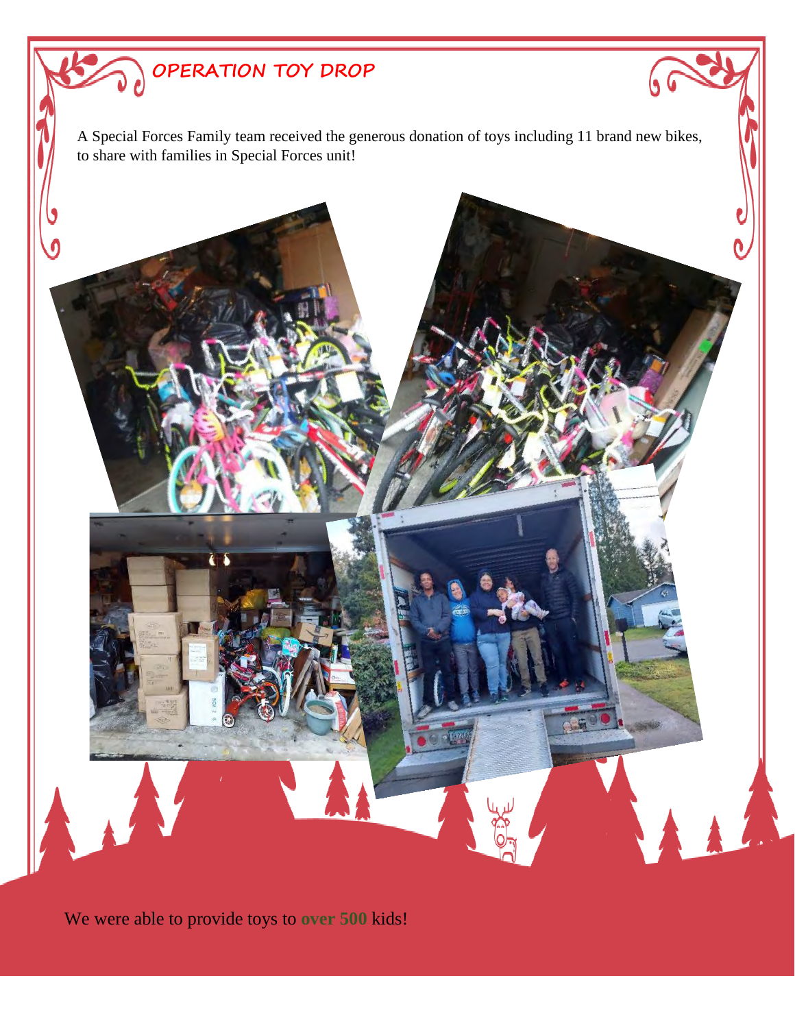# OPERATION TOY DROP

A Special Forces Family team received the generous donation of toys including 11 brand new bikes, to share with families in Special Forces unit!

We were able to provide toys to **over 500** kids!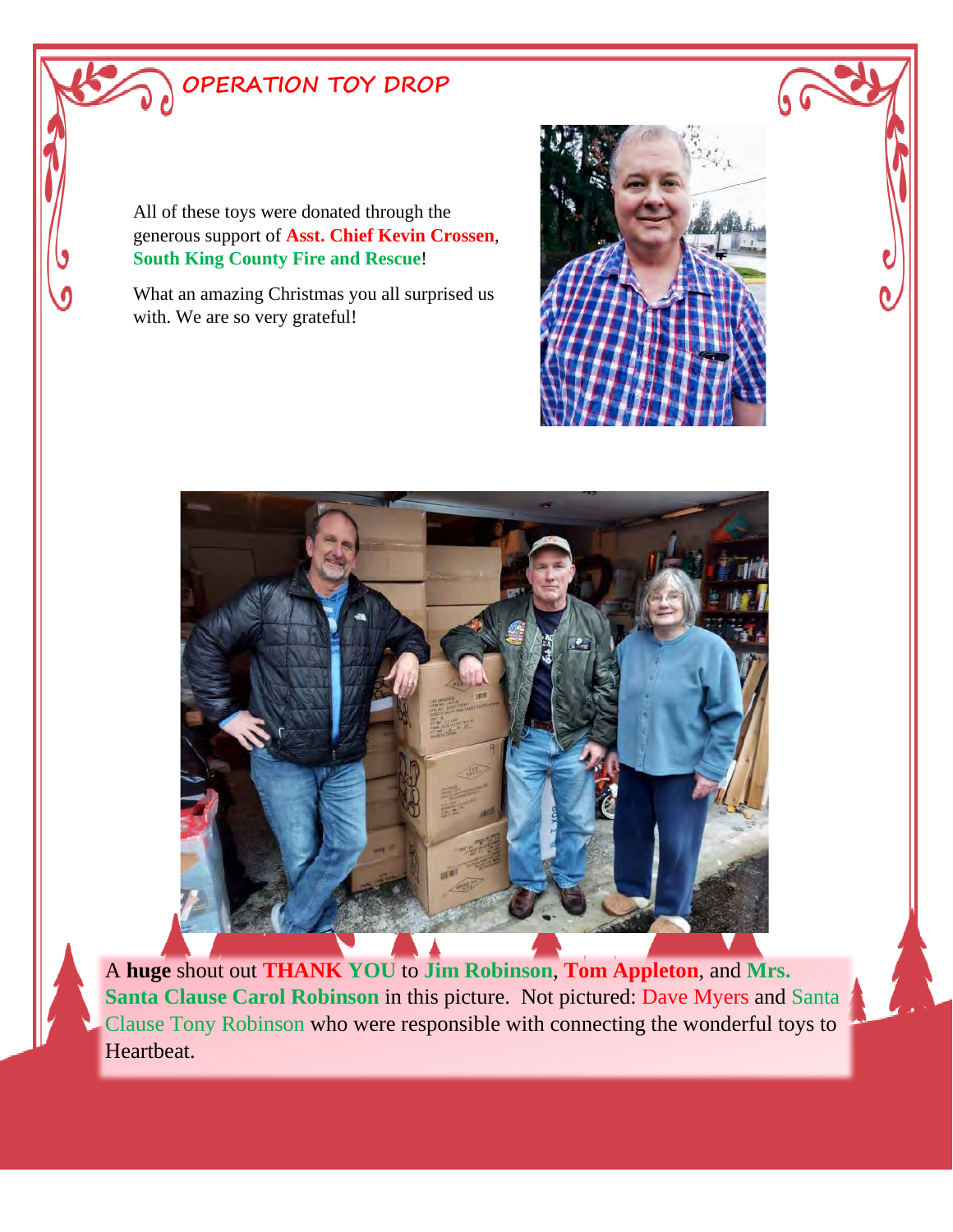## OPERATION TOY DROP

All of these toys were donated through the generous support of **Asst. Chief Kevin Crossen**, **South King County Fire and Rescue**!

What an amazing Christmas you all surprised us with. We are so very grateful!

A **huge** shout out **THANK YOU** to **Jim Robinson**, **Tom Appleton**, and **Mrs. Santa Clause Carol Robinson** in this picture. Not pictured: Dave Myers and Santa Clause Tony Robinson who were responsible with connecting the wonderful toys to Heartbeat.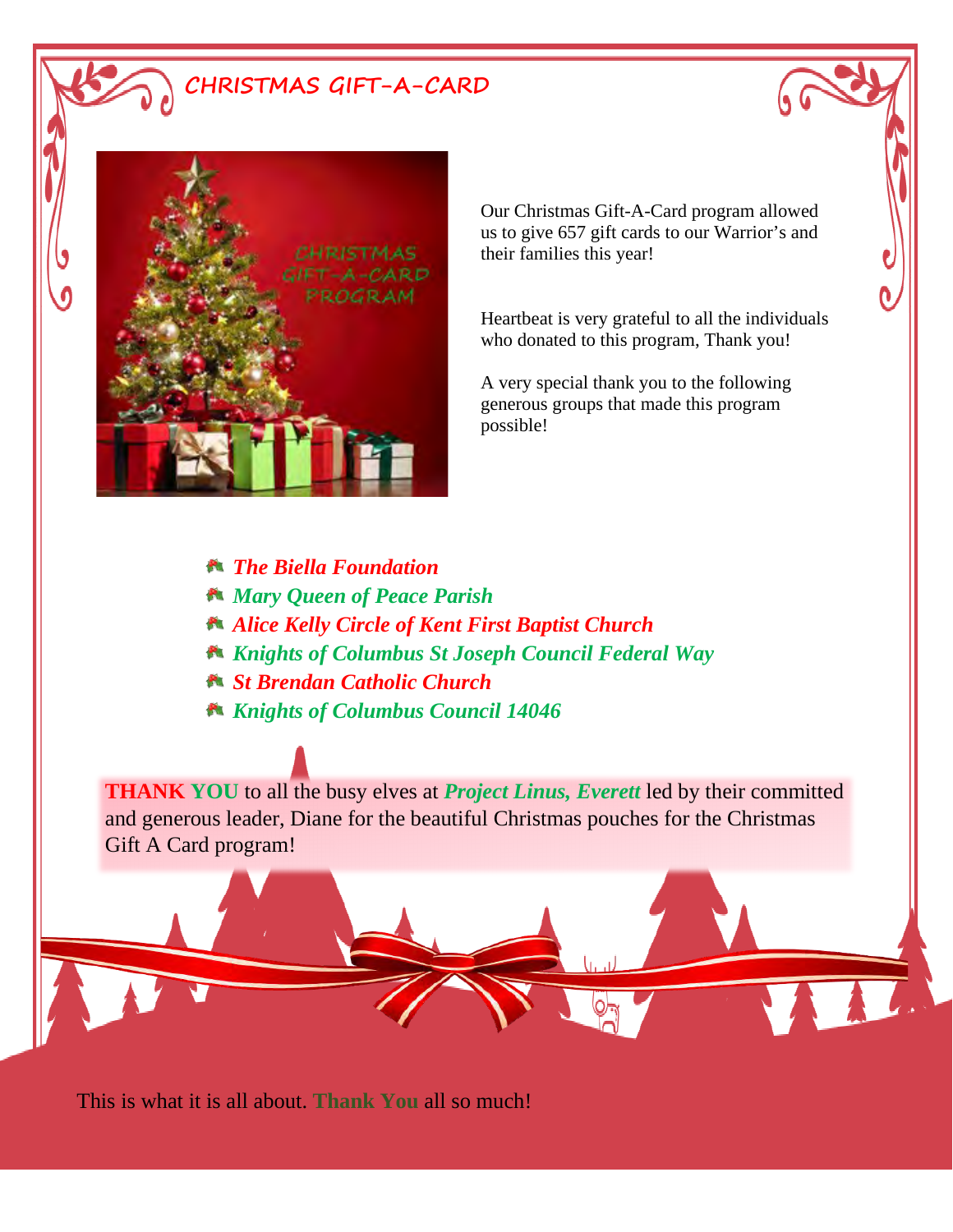# CHRISTMAS GIFT-A-CARD

Our Christmas Gift-A-Card program allowed us to give 657 gift cards to our Warrior's and their families this year!

Heartbeat is very grateful to all the individuals who donated to this program, Thank you!

A very special thank you to the following generous groups that made this program possible!

- ***The Biella Foundation***
- ***Mary Queen of Peace Parish***
- ***Alice Kelly Circle of Kent First Baptist Church***
- ***Knights of Columbus St Joseph Council Federal Way***
- ***St Brendan Catholic Church***
- ***Knights of Columbus Council 14046***

**THANK YOU** to all the busy elves at ***Project Linus, Everett*** led by their committed and generous leader, Diane for the beautiful Christmas pouches for the Christmas Gift A Card program!

This is what it is all about. **Thank You** all so much!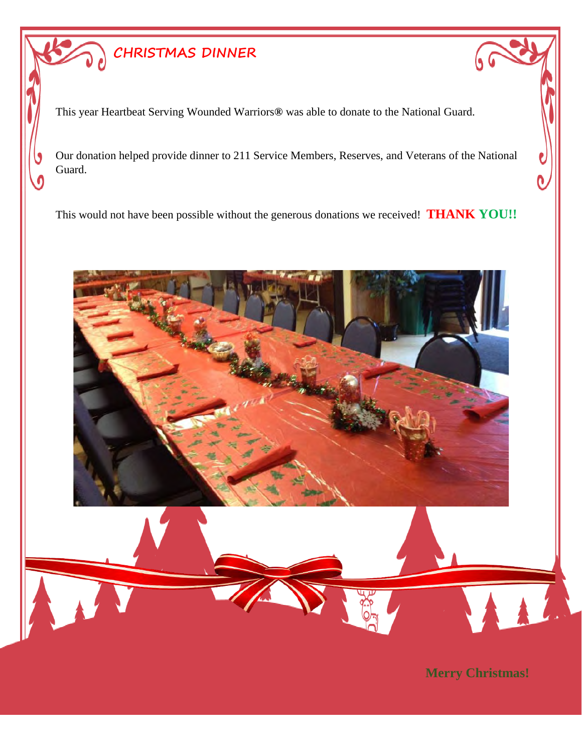# CHRISTMAS DINNER

This year Heartbeat Serving Wounded Warriors® was able to donate to the National Guard.

Our donation helped provide dinner to 211 Service Members, Reserves, and Veterans of the National Guard.

This would not have been possible without the generous donations we received! **THANK YOU!!**

**Merry Christmas!**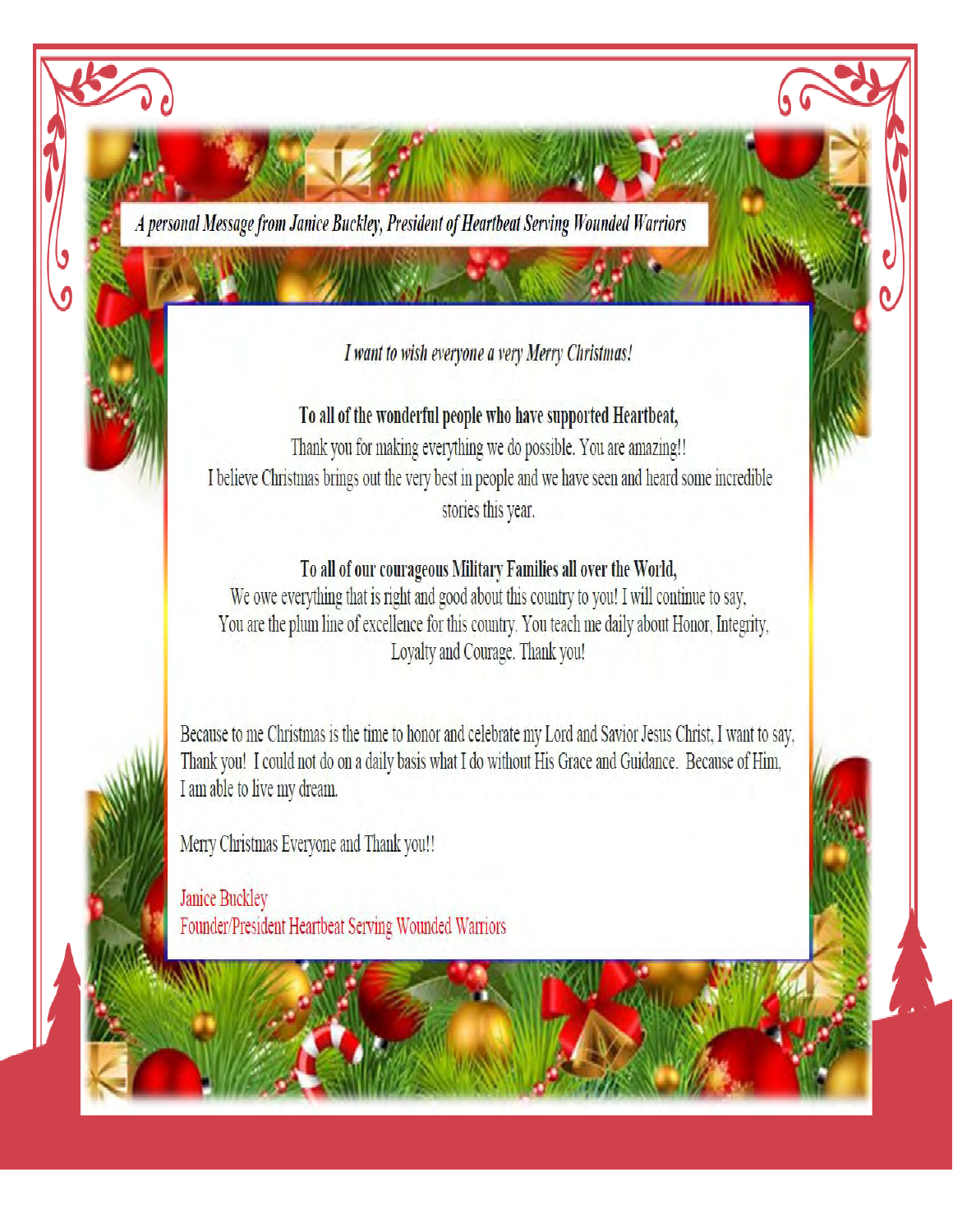*A personal Message from Janice Buckley, President of Heartbeat Serving Wounded Warriors*

*I want to wish everyone a very Merry Christmas!*

**To all of the wonderful people who have supported Heartbeat,**
Thank you for making everything we do possible. You are amazing!!
I believe Christmas brings out the very best in people and we have seen and heard some incredible stories this year.

**To all of our courageous Military Families all over the World,**
We owe everything that is right and good about this country to you! I will continue to say, You are the plum line of excellence for this country. You teach me daily about Honor, Integrity, Loyalty and Courage. Thank you!

Because to me Christmas is the time to honor and celebrate my Lord and Savior Jesus Christ, I want to say, Thank you! I could not do on a daily basis what I do without His Grace and Guidance. Because of Him, I am able to live my dream.

Merry Christmas Everyone and Thank you!!

Janice Buckley
Founder/President Heartbeat Serving Wounded Warriors